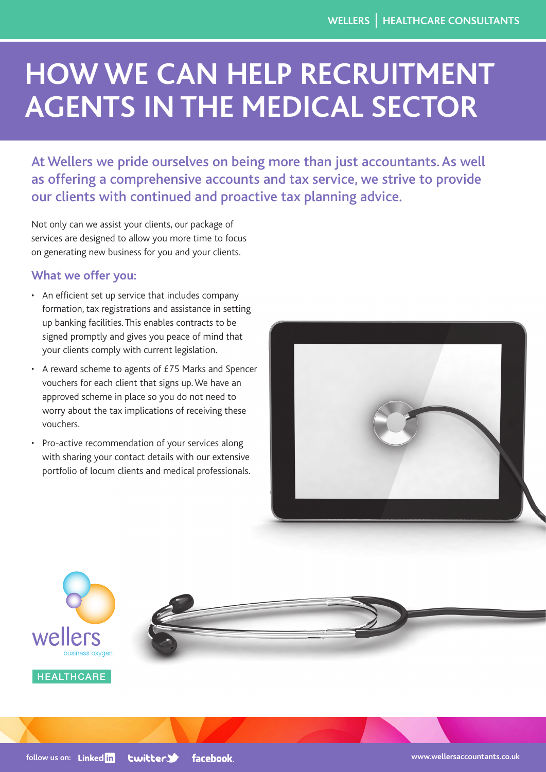# HOW WE CAN HELP RECRUITMENT AGENTS IN THE MEDICAL SECTOR

At Wellers we pride ourselves on being more than just accountants. As well as offering a comprehensive accounts and tax service, we strive to provide our clients with continued and proactive tax planning advice.

Not only can we assist your clients, our package of services are designed to allow you more time to focus on generating new business for you and your clients.

## What we offer you:

- An efficient set up service that includes company formation, tax registrations and assistance in setting up banking facilities. This enables contracts to be signed promptly and gives you peace of mind that your clients comply with current legislation.
- A reward scheme to agents of £75 Marks and Spencer vouchers for each client that signs up. We have an approved scheme in place so you do not need to worry about the tax implications of receiving these vouchers.
- Pro-active recommendation of your services along with sharing your contact details with our extensive portfolio of locum clients and medical professionals.

wellers
business oxygen

HEALTHCARE

follow us on: LinkedIn twitter facebook

www.wellersaccountants.co.uk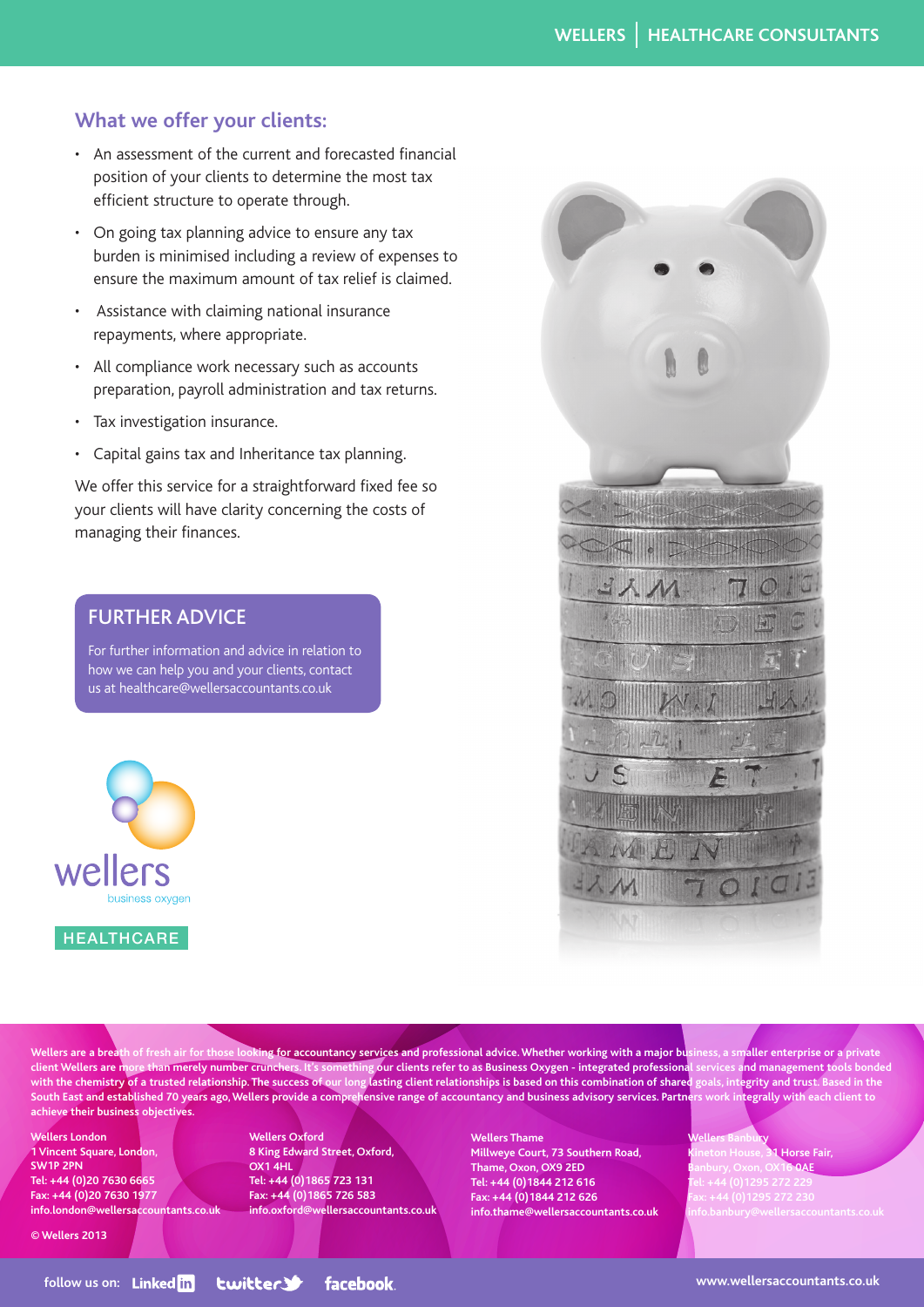## What we offer your clients:

- An assessment of the current and forecasted financial position of your clients to determine the most tax efficient structure to operate through.
- On going tax planning advice to ensure any tax burden is minimised including a review of expenses to ensure the maximum amount of tax relief is claimed.
- Assistance with claiming national insurance repayments, where appropriate.
- All compliance work necessary such as accounts preparation, payroll administration and tax returns.
- Tax investigation insurance.
- Capital gains tax and Inheritance tax planning.

We offer this service for a straightforward fixed fee so your clients will have clarity concerning the costs of managing their finances.

### FURTHER ADVICE

For further information and advice in relation to how we can help you and your clients, contact us at healthcare@wellersaccountants.co.uk

wellers
business oxygen

HEALTHCARE

Wellers are a breath of fresh air for those looking for accountancy services and professional advice. Whether working with a major business, a smaller enterprise or a private client Wellers are more than merely number crunchers. It's something our clients refer to as Business Oxygen - integrated professional services and management tools bonded with the chemistry of a trusted relationship. The success of our long lasting client relationships is based on this combination of shared goals, integrity and trust. Based in the South East and established 70 years ago, Wellers provide a comprehensive range of accountancy and business advisory services. Partners work integrally with each client to achieve their business objectives.

**Wellers London**
1 Vincent Square, London,
SW1P 2PN
Tel: +44 (0)20 7630 6665
Fax: +44 (0)20 7630 1977
info.london@wellersaccountants.co.uk

**Wellers Oxford**
8 King Edward Street, Oxford,
OX1 4HL
Tel: +44 (0)1865 723 131
Fax: +44 (0)1865 726 583
info.oxford@wellersaccountants.co.uk

**Wellers Thame**
Millweye Court, 73 Southern Road,
Thame, Oxon, OX9 2ED
Tel: +44 (0)1844 212 616
Fax: +44 (0)1844 212 626
info.thame@wellersaccountants.co.uk

**Wellers Banbury**
Kineton House, 31 Horse Fair,
Banbury, Oxon, OX16 0AE
Tel: +44 (0)1295 272 229
Fax: +44 (0)1295 272 230
info.banbury@wellersaccountants.co.uk

© Wellers 2013

follow us on: LinkedIn twitter facebook

www.wellersaccountants.co.uk